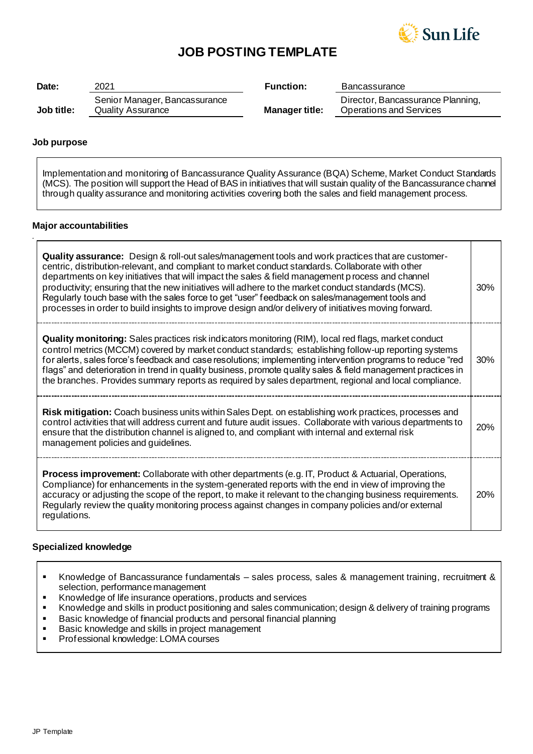# JOB POSTING TEMPLATE

| | | | |
|---|---|---|---|
| **Date:** | 2021 | **Function:** | Bancassurance |
| **Job title:** | Senior Manager, Bancassurance Quality Assurance | **Manager title:** | Director, Bancassurance Planning, Operations and Services |

## Job purpose

Implementation and monitoring of Bancassurance Quality Assurance (BQA) Scheme, Market Conduct Standards (MCS). The position will support the Head of BAS in initiatives that will sustain quality of the Bancassurance channel through quality assurance and monitoring activities covering both the sales and field management process.

## Major accountabilities

| Accountability | % |
|---|---|
| **Quality assurance:** Design & roll-out sales/management tools and work practices that are customer-centric, distribution-relevant, and compliant to market conduct standards. Collaborate with other departments on key initiatives that will impact the sales & field management process and channel productivity; ensuring that the new initiatives will adhere to the market conduct standards (MCS). Regularly touch base with the sales force to get "user" feedback on sales/management tools and processes in order to build insights to improve design and/or delivery of initiatives moving forward. | 30% |
| **Quality monitoring:** Sales practices risk indicators monitoring (RIM), local red flags, market conduct control metrics (MCCM) covered by market conduct standards; establishing follow-up reporting systems for alerts, sales force's feedback and case resolutions; implementing intervention programs to reduce "red flags" and deterioration in trend in quality business, promote quality sales & field management practices in the branches. Provides summary reports as required by sales department, regional and local compliance. | 30% |
| **Risk mitigation:** Coach business units within Sales Dept. on establishing work practices, processes and control activities that will address current and future audit issues. Collaborate with various departments to ensure that the distribution channel is aligned to, and compliant with internal and external risk management policies and guidelines. | 20% |
| **Process improvement:** Collaborate with other departments (e.g. IT, Product & Actuarial, Operations, Compliance) for enhancements in the system-generated reports with the end in view of improving the accuracy or adjusting the scope of the report, to make it relevant to the changing business requirements. Regularly review the quality monitoring process against changes in company policies and/or external regulations. | 20% |

## Specialized knowledge

- Knowledge of Bancassurance fundamentals – sales process, sales & management training, recruitment & selection, performance management
- Knowledge of life insurance operations, products and services
- Knowledge and skills in product positioning and sales communication; design & delivery of training programs
- Basic knowledge of financial products and personal financial planning
- Basic knowledge and skills in project management
- Professional knowledge: LOMA courses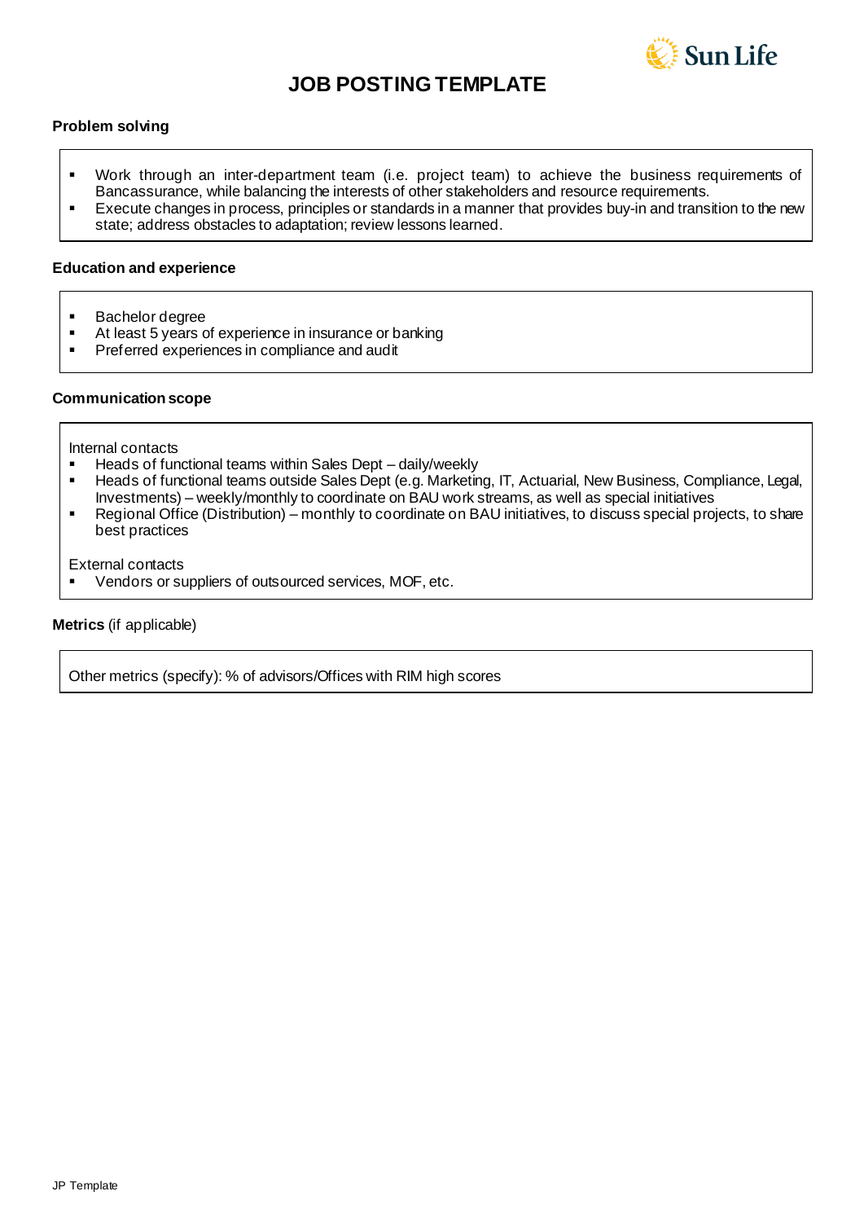# JOB POSTING TEMPLATE

### Problem solving

- Work through an inter-department team (i.e. project team) to achieve the business requirements of Bancassurance, while balancing the interests of other stakeholders and resource requirements.
- Execute changes in process, principles or standards in a manner that provides buy-in and transition to the new state; address obstacles to adaptation; review lessons learned.

### Education and experience

- Bachelor degree
- At least 5 years of experience in insurance or banking
- Preferred experiences in compliance and audit

### Communication scope

Internal contacts

- Heads of functional teams within Sales Dept – daily/weekly
- Heads of functional teams outside Sales Dept (e.g. Marketing, IT, Actuarial, New Business, Compliance, Legal, Investments) – weekly/monthly to coordinate on BAU work streams, as well as special initiatives
- Regional Office (Distribution) – monthly to coordinate on BAU initiatives, to discuss special projects, to share best practices

External contacts

- Vendors or suppliers of outsourced services, MOF, etc.

**Metrics** (if applicable)

Other metrics (specify): % of advisors/Offices with RIM high scores